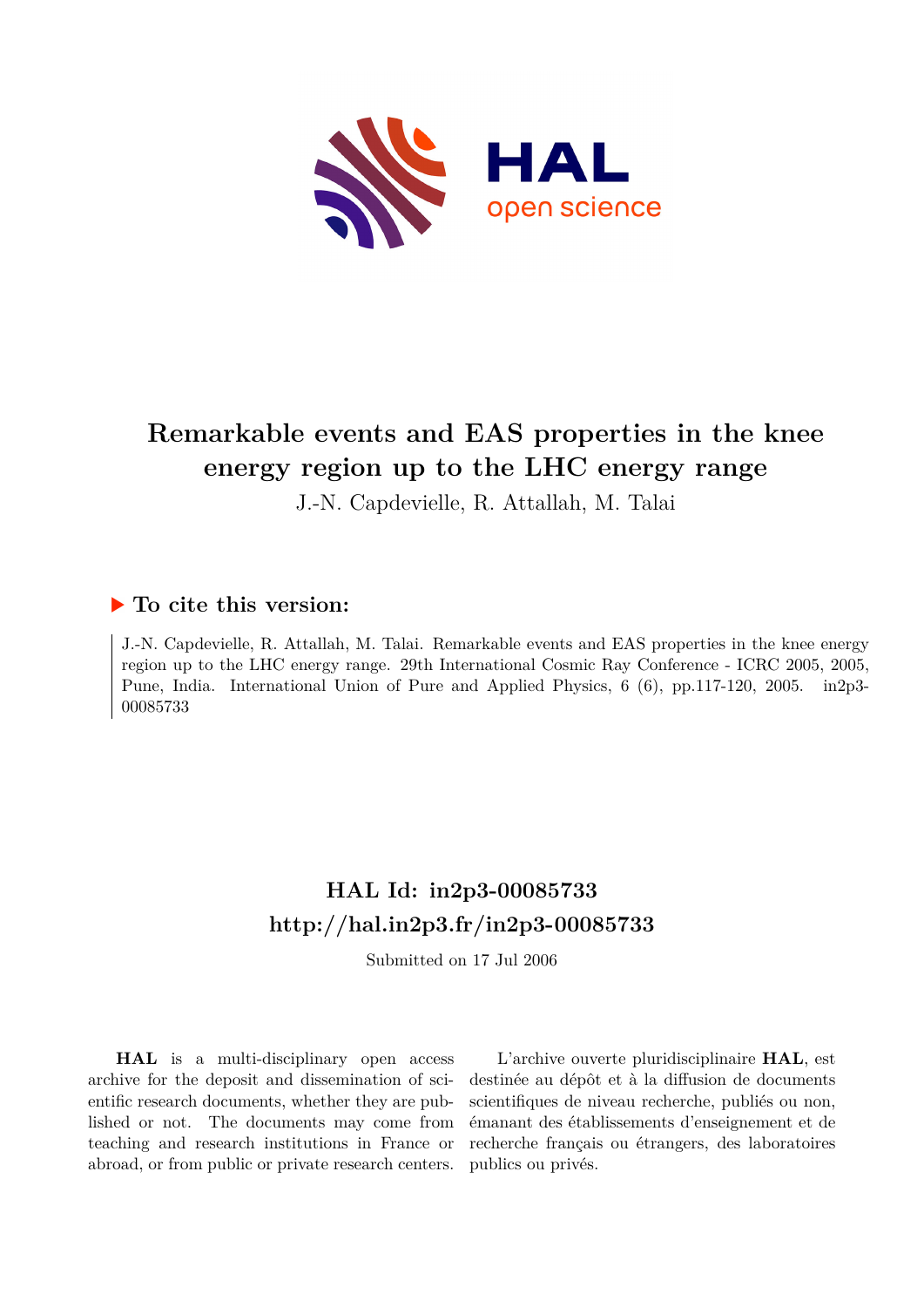# Remarkable events and EAS properties in the knee energy region up to the LHC energy range

J.-N. Capdevielle, R. Attallah, M. Talai

## ▶ To cite this version:

J.-N. Capdevielle, R. Attallah, M. Talai. Remarkable events and EAS properties in the knee energy region up to the LHC energy range. 29th International Cosmic Ray Conference - ICRC 2005, 2005, Pune, India. International Union of Pure and Applied Physics, 6 (6), pp.117-120, 2005. in2p3-00085733

## HAL Id: in2p3-00085733
## http://hal.in2p3.fr/in2p3-00085733

Submitted on 17 Jul 2006

**HAL** is a multi-disciplinary open access archive for the deposit and dissemination of scientific research documents, whether they are published or not. The documents may come from teaching and research institutions in France or abroad, or from public or private research centers.

L'archive ouverte pluridisciplinaire **HAL**, est destinée au dépôt et à la diffusion de documents scientifiques de niveau recherche, publiés ou non, émanant des établissements d'enseignement et de recherche français ou étrangers, des laboratoires publics ou privés.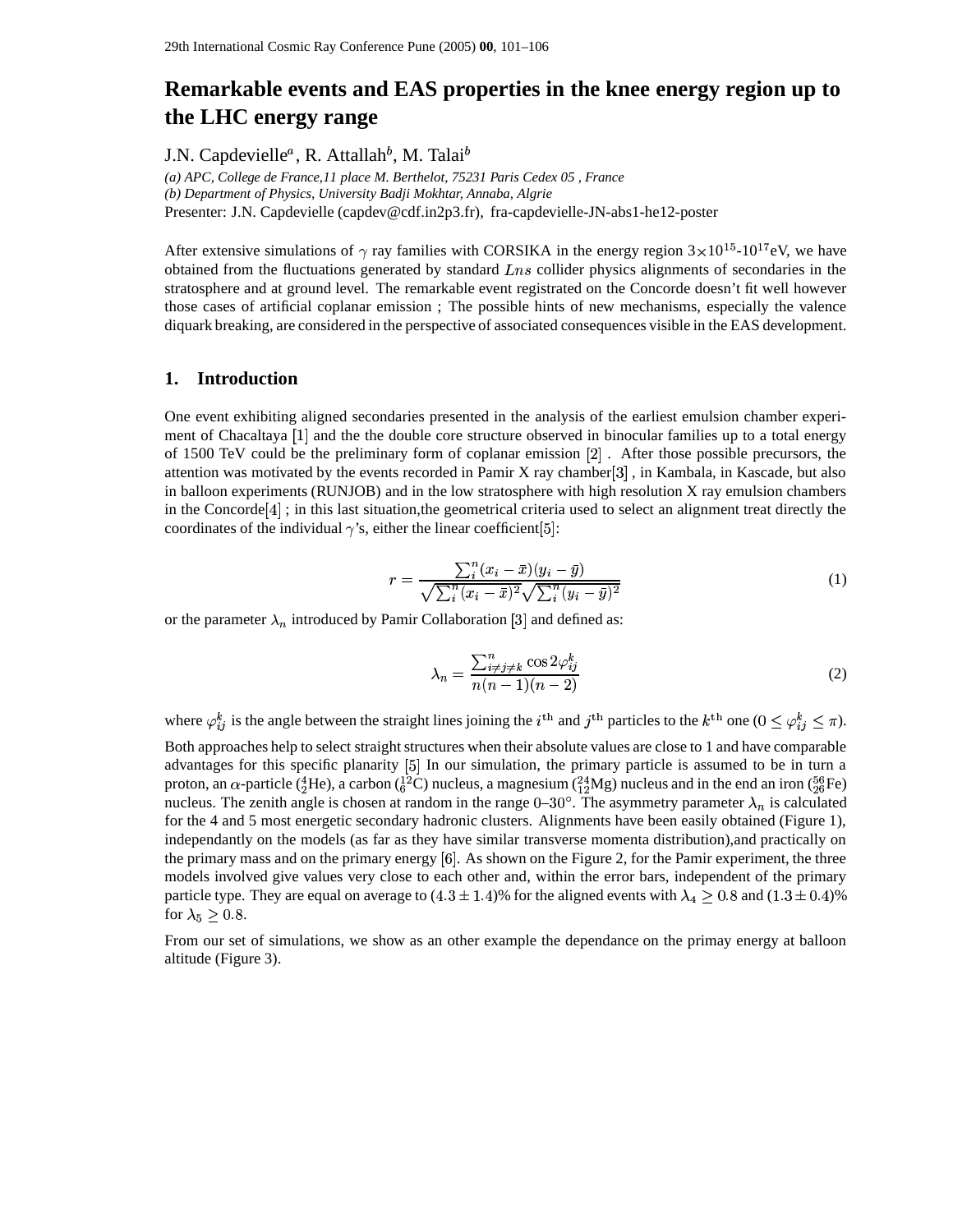# Remarkable events and EAS properties in the knee energy region up to the LHC energy range

J.N. Capdevielle[a], R. Attallah[b], M. Talai[b]

*(a) APC, College de France,11 place M. Berthelot, 75231 Paris Cedex 05 , France*
*(b) Department of Physics, University Badji Mokhtar, Annaba, Algrie*
Presenter: J.N. Capdevielle (capdev@cdf.in2p3.fr), fra-capdevielle-JN-abs1-he12-poster

After extensive simulations of $\gamma$ ray families with CORSIKA in the energy region $3{\times}10^{15}$-$10^{17}$eV, we have obtained from the fluctuations generated by standard $Lns$ collider physics alignments of secondaries in the stratosphere and at ground level. The remarkable event registrated on the Concorde doesn't fit well however those cases of artificial coplanar emission ; The possible hints of new mechanisms, especially the valence diquark breaking, are considered in the perspective of associated consequences visible in the EAS development.

## 1. Introduction

One event exhibiting aligned secondaries presented in the analysis of the earliest emulsion chamber experiment of Chacaltaya [1] and the the double core structure observed in binocular families up to a total energy of 1500 TeV could be the preliminary form of coplanar emission [2] . After those possible precursors, the attention was motivated by the events recorded in Pamir X ray chamber[3] , in Kambala, in Kascade, but also in balloon experiments (RUNJOB) and in the low stratosphere with high resolution X ray emulsion chambers in the Concorde[4] ; in this last situation,the geometrical criteria used to select an alignment treat directly the coordinates of the individual $\gamma$'s, either the linear coefficient[5]:

$$r = \frac{\sum_i^n (x_i - \bar{x})(y_i - \bar{y})}{\sqrt{\sum_i^n (x_i - \bar{x})^2}\sqrt{\sum_i^n (y_i - \bar{y})^2}} \tag{1}$$

or the parameter $\lambda_n$ introduced by Pamir Collaboration [3] and defined as:

$$\lambda_n = \frac{\sum_{i \neq j \neq k}^n \cos 2\varphi_{ij}^k}{n(n-1)(n-2)} \tag{2}$$

where $\varphi_{ij}^k$ is the angle between the straight lines joining the $i^{\mathrm{th}}$ and $j^{\mathrm{th}}$ particles to the $k^{\mathrm{th}}$ one ($0 \leq \varphi_{ij}^k \leq \pi$).

Both approaches help to select straight structures when their absolute values are close to 1 and have comparable advantages for this specific planarity [5] In our simulation, the primary particle is assumed to be in turn a proton, an $\alpha$-particle ($^4_2$He), a carbon ($^{12}_6$C) nucleus, a magnesium ($^{24}_{12}$Mg) nucleus and in the end an iron ($^{56}_{26}$Fe) nucleus. The zenith angle is chosen at random in the range 0–30°. The asymmetry parameter $\lambda_n$ is calculated for the 4 and 5 most energetic secondary hadronic clusters. Alignments have been easily obtained (Figure 1), independantly on the models (as far as they have similar transverse momenta distribution),and practically on the primary mass and on the primary energy [6]. As shown on the Figure 2, for the Pamir experiment, the three models involved give values very close to each other and, within the error bars, independent of the primary particle type. They are equal on average to $(4.3 \pm 1.4)$% for the aligned events with $\lambda_4 \geq 0.8$ and $(1.3 \pm 0.4)$% for $\lambda_5 \geq 0.8$.

From our set of simulations, we show as an other example the dependance on the primay energy at balloon altitude (Figure 3).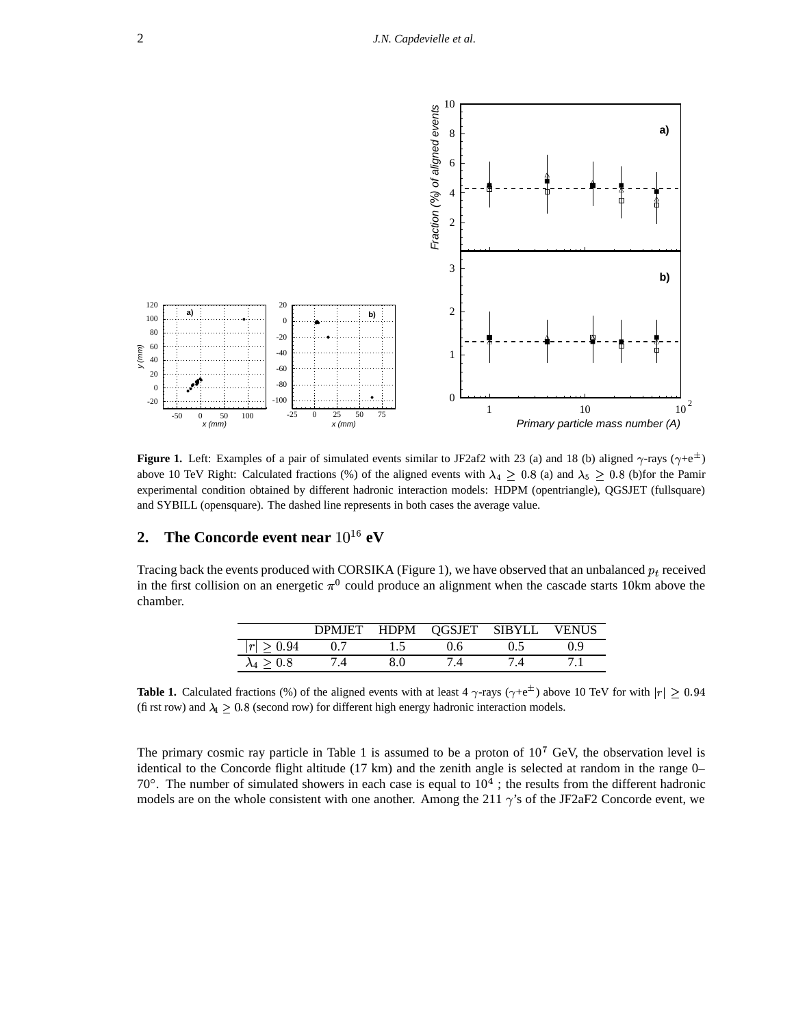**Figure 1.** Left: Examples of a pair of simulated events similar to JF2af2 with 23 (a) and 18 (b) aligned $\gamma$-rays ($\gamma$+e$^{\pm}$) above 10 TeV Right: Calculated fractions (%) of the aligned events with $\lambda_4 \geq 0.8$ (a) and $\lambda_5 \geq 0.8$ (b)for the Pamir experimental condition obtained by different hadronic interaction models: HDPM (opentriangle), QGSJET (fullsquare) and SYBILL (opensquare). The dashed line represents in both cases the average value.

## 2. The Concorde event near $10^{16}$ eV

Tracing back the events produced with CORSIKA (Figure 1), we have observed that an unbalanced $p_t$ received in the first collision on an energetic $\pi^0$ could produce an alignment when the cascade starts 10km above the chamber.

| | DPMJET | HDPM | QGSJET | SIBYLL | VENUS |
|---|---|---|---|---|---|
| $\|r\| \geq 0.94$ | 0.7 | 1.5 | 0.6 | 0.5 | 0.9 |
| $\lambda_4 \geq 0.8$ | 7.4 | 8.0 | 7.4 | 7.4 | 7.1 |

**Table 1.** Calculated fractions (%) of the aligned events with at least 4 $\gamma$-rays ($\gamma$+e$^{\pm}$) above 10 TeV for with $|r| \geq 0.94$ (first row) and $\lambda_4 \geq 0.8$ (second row) for different high energy hadronic interaction models.

The primary cosmic ray particle in Table 1 is assumed to be a proton of $10^7$ GeV, the observation level is identical to the Concorde flight altitude (17 km) and the zenith angle is selected at random in the range 0–70°. The number of simulated showers in each case is equal to $10^4$ ; the results from the different hadronic models are on the whole consistent with one another. Among the 211 $\gamma$'s of the JF2aF2 Concorde event, we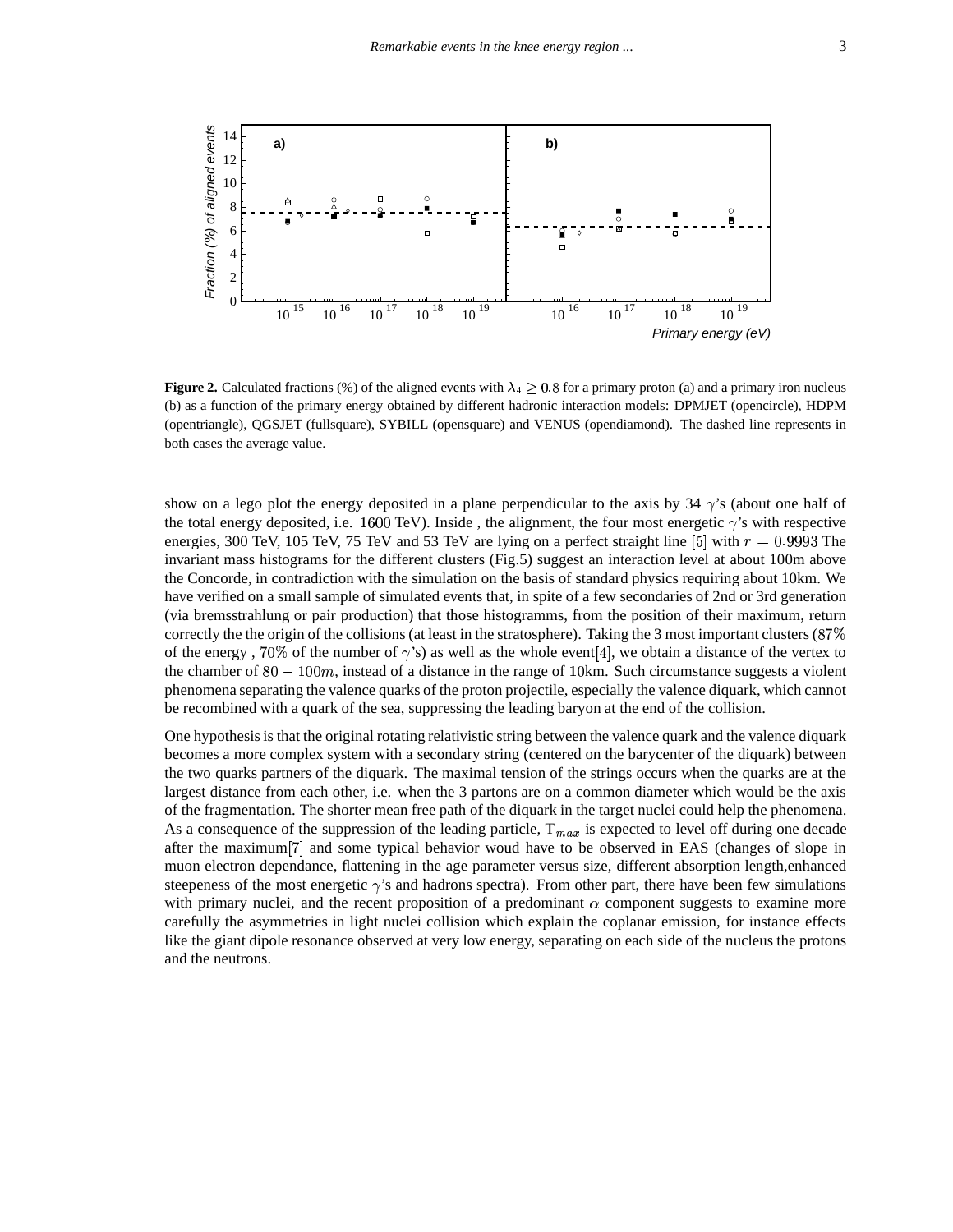**Figure 2.** Calculated fractions (%) of the aligned events with $\lambda_4 \geq 0.8$ for a primary proton (a) and a primary iron nucleus (b) as a function of the primary energy obtained by different hadronic interaction models: DPMJET (opencircle), HDPM (opentriangle), QGSJET (fullsquare), SYBILL (opensquare) and VENUS (opendiamond). The dashed line represents in both cases the average value.

show on a lego plot the energy deposited in a plane perpendicular to the axis by 34 $\gamma$'s (about one half of the total energy deposited, i.e. $1600$ TeV). Inside , the alignment, the four most energetic $\gamma$'s with respective energies, 300 TeV, 105 TeV, 75 TeV and 53 TeV are lying on a perfect straight line [5] with $r = 0.9993$ The invariant mass histograms for the different clusters (Fig.5) suggest an interaction level at about 100m above the Concorde, in contradiction with the simulation on the basis of standard physics requiring about 10km. We have verified on a small sample of simulated events that, in spite of a few secondaries of 2nd or 3rd generation (via bremsstrahlung or pair production) that those histogramms, from the position of their maximum, return correctly the the origin of the collisions (at least in the stratosphere). Taking the 3 most important clusters ($87\%$ of the energy , $70\%$ of the number of $\gamma$'s) as well as the whole event[4], we obtain a distance of the vertex to the chamber of $80 - 100m$, instead of a distance in the range of 10km. Such circumstance suggests a violent phenomena separating the valence quarks of the proton projectile, especially the valence diquark, which cannot be recombined with a quark of the sea, suppressing the leading baryon at the end of the collision.

One hypothesis is that the original rotating relativistic string between the valence quark and the valence diquark becomes a more complex system with a secondary string (centered on the barycenter of the diquark) between the two quarks partners of the diquark. The maximal tension of the strings occurs when the quarks are at the largest distance from each other, i.e. when the 3 partons are on a common diameter which would be the axis of the fragmentation. The shorter mean free path of the diquark in the target nuclei could help the phenomena. As a consequence of the suppression of the leading particle, $T_{max}$ is expected to level off during one decade after the maximum[7] and some typical behavior woud have to be observed in EAS (changes of slope in muon electron dependance, flattening in the age parameter versus size, different absorption length,enhanced steepeness of the most energetic $\gamma$'s and hadrons spectra). From other part, there have been few simulations with primary nuclei, and the recent proposition of a predominant $\alpha$ component suggests to examine more carefully the asymmetries in light nuclei collision which explain the coplanar emission, for instance effects like the giant dipole resonance observed at very low energy, separating on each side of the nucleus the protons and the neutrons.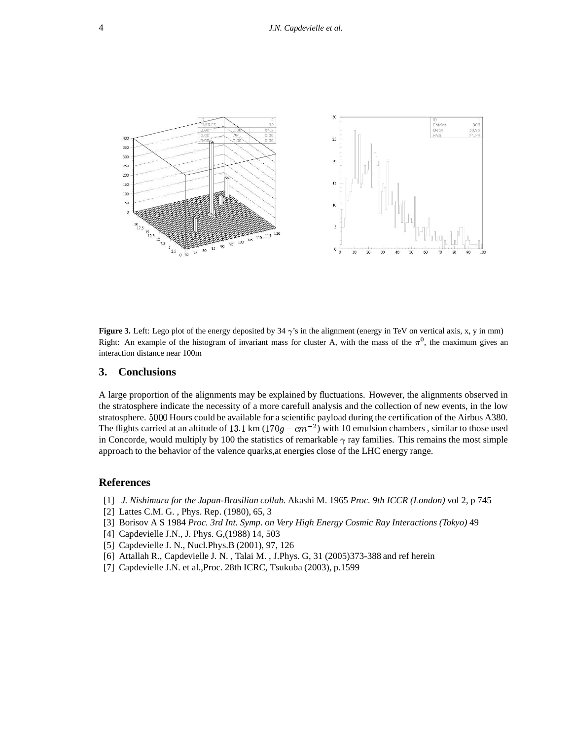ID 4
ENTRIES 34
0.00 0.00 84.2
0.00 761 0.00
0.00 0.00 0.00
400
350
300
250
200
150
100
50
0
20
17.5
15
12.5
10
7.5
5
2.5
0 70 75 80 85 90 95 100 105 110 115 120

ID 1
Entries 903
Mean 30.95
RMS 21.24
30
25
20
15
10
5
0
0 10 20 30 40 50 60 70 80 90 100

**Figure 3.** Left: Lego plot of the energy deposited by 34 $\gamma$'s in the alignment (energy in TeV on vertical axis, x, y in mm) Right: An example of the histogram of invariant mass for cluster A, with the mass of the $\pi^0$, the maximum gives an interaction distance near 100m

## 3. Conclusions

A large proportion of the alignments may be explained by fluctuations. However, the alignments observed in the stratosphere indicate the necessity of a more carefull analysis and the collection of new events, in the low stratosphere. $5000$ Hours could be available for a scientific payload during the certification of the Airbus A380. The flights carried at an altitude of $13.1$ km ($170g - cm^{-2}$) with 10 emulsion chambers , similar to those used in Concorde, would multiply by 100 the statistics of remarkable $\gamma$ ray families. This remains the most simple approach to the behavior of the valence quarks,at energies close of the LHC energy range.

## References

[1] *J. Nishimura for the Japan-Brasilian collab.* Akashi M. 1965 *Proc. 9th ICCR (London)* vol 2, p 745
[2] Lattes C.M. G. , Phys. Rep. (1980), 65, 3
[3] Borisov A S 1984 *Proc. 3rd Int. Symp. on Very High Energy Cosmic Ray Interactions (Tokyo)* 49
[4] Capdevielle J.N., J. Phys. G,(1988) 14, 503
[5] Capdevielle J. N., Nucl.Phys.B (2001), 97, 126
[6] Attallah R., Capdevielle J. N. , Talai M. , J.Phys. G, 31 (2005)373-388 and ref herein
[7] Capdevielle J.N. et al.,Proc. 28th ICRC, Tsukuba (2003), p.1599